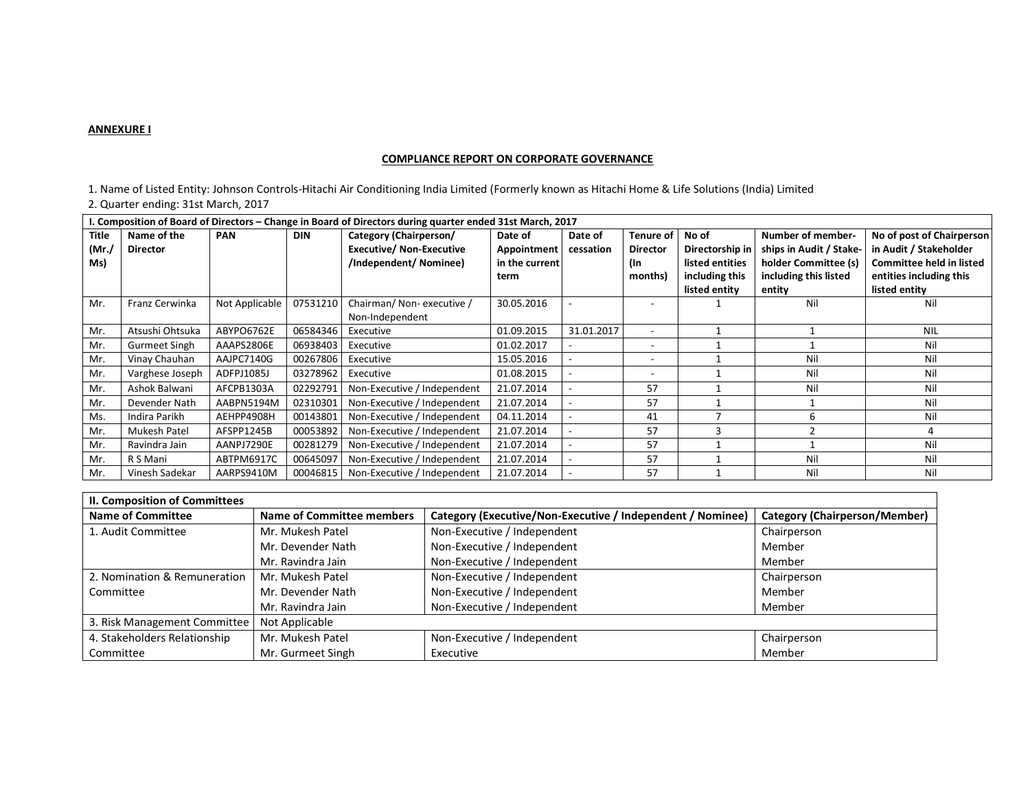**ANNEXURE I**

**COMPLIANCE REPORT ON CORPORATE GOVERNANCE**

1. Name of Listed Entity: Johnson Controls-Hitachi Air Conditioning India Limited (Formerly known as Hitachi Home & Life Solutions (India) Limited
2. Quarter ending: 31st March, 2017

| I. Composition of Board of Directors – Change in Board of Directors during quarter ended 31st March, 2017 | | | | | | | | | | |
|---|---|---|---|---|---|---|---|---|---|---|
| **Title (Mr./ Ms)** | **Name of the Director** | **PAN** | **DIN** | **Category (Chairperson/ Executive/ Non-Executive /Independent/ Nominee)** | **Date of Appointment in the current term** | **Date of cessation** | **Tenure of Director (In months)** | **No of Directorship in listed entities including this listed entity** | **Number of member-ships in Audit / Stake-holder Committee (s) including this listed entity** | **No of post of Chairperson in Audit / Stakeholder Committee held in listed entities including this listed entity** |
| Mr. | Franz Cerwinka | Not Applicable | 07531210 | Chairman/ Non- executive / Non-Independent | 30.05.2016 | - | - | 1 | Nil | Nil |
| Mr. | Atsushi Ohtsuka | ABYPO6762E | 06584346 | Executive | 01.09.2015 | 31.01.2017 | - | 1 | 1 | NIL |
| Mr. | Gurmeet Singh | AAAPS2806E | 06938403 | Executive | 01.02.2017 | - | - | 1 | 1 | Nil |
| Mr. | Vinay Chauhan | AAJPC7140G | 00267806 | Executive | 15.05.2016 | - | - | 1 | Nil | Nil |
| Mr. | Varghese Joseph | ADFPJ1085J | 03278962 | Executive | 01.08.2015 | - | - | 1 | Nil | Nil |
| Mr. | Ashok Balwani | AFCPB1303A | 02292791 | Non-Executive / Independent | 21.07.2014 | - | 57 | 1 | Nil | Nil |
| Mr. | Devender Nath | AABPN5194M | 02310301 | Non-Executive / Independent | 21.07.2014 | - | 57 | 1 | 1 | Nil |
| Ms. | Indira Parikh | AEHPP4908H | 00143801 | Non-Executive / Independent | 04.11.2014 | - | 41 | 7 | 6 | Nil |
| Mr. | Mukesh Patel | AFSPP1245B | 00053892 | Non-Executive / Independent | 21.07.2014 | - | 57 | 3 | 2 | 4 |
| Mr. | Ravindra Jain | AANPJ7290E | 00281279 | Non-Executive / Independent | 21.07.2014 | - | 57 | 1 | 1 | Nil |
| Mr. | R S Mani | ABTPM6917C | 00645097 | Non-Executive / Independent | 21.07.2014 | - | 57 | 1 | Nil | Nil |
| Mr. | Vinesh Sadekar | AARPS9410M | 00046815 | Non-Executive / Independent | 21.07.2014 | - | 57 | 1 | Nil | Nil |

| II. Composition of Committees | | | |
|---|---|---|---|
| **Name of Committee** | **Name of Committee members** | **Category (Executive/Non-Executive / Independent / Nominee)** | **Category (Chairperson/Member)** |
| 1. Audit Committee | Mr. Mukesh Patel | Non-Executive / Independent | Chairperson |
| | Mr. Devender Nath | Non-Executive / Independent | Member |
| | Mr. Ravindra Jain | Non-Executive / Independent | Member |
| 2. Nomination & Remuneration Committee | Mr. Mukesh Patel | Non-Executive / Independent | Chairperson |
| | Mr. Devender Nath | Non-Executive / Independent | Member |
| | Mr. Ravindra Jain | Non-Executive / Independent | Member |
| 3. Risk Management Committee | Not Applicable | | |
| 4. Stakeholders Relationship Committee | Mr. Mukesh Patel | Non-Executive / Independent | Chairperson |
| | Mr. Gurmeet Singh | Executive | Member |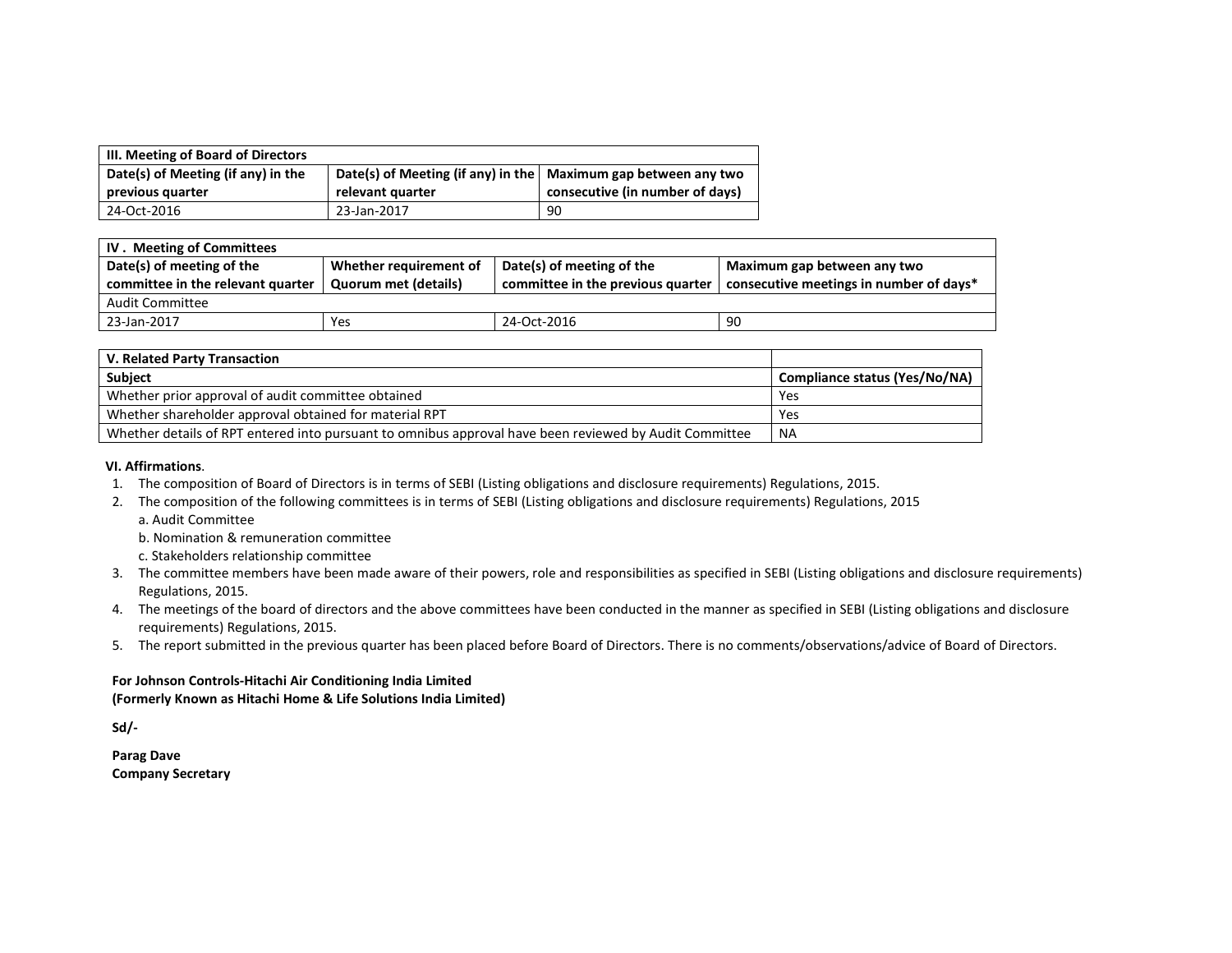| III. Meeting of Board of Directors | | |
|---|---|---|
| **Date(s) of Meeting (if any) in the previous quarter** | **Date(s) of Meeting (if any) in the relevant quarter** | **Maximum gap between any two consecutive (in number of days)** |
| 24-Oct-2016 | 23-Jan-2017 | 90 |

| IV . Meeting of Committees | | | |
|---|---|---|---|
| **Date(s) of meeting of the committee in the relevant quarter** | **Whether requirement of Quorum met (details)** | **Date(s) of meeting of the committee in the previous quarter** | **Maximum gap between any two consecutive meetings in number of days*** |
| Audit Committee | | | |
| 23-Jan-2017 | Yes | 24-Oct-2016 | 90 |

| V. Related Party Transaction | |
|---|---|
| **Subject** | **Compliance status (Yes/No/NA)** |
| Whether prior approval of audit committee obtained | Yes |
| Whether shareholder approval obtained for material RPT | Yes |
| Whether details of RPT entered into pursuant to omnibus approval have been reviewed by Audit Committee | NA |

**VI. Affirmations**.

1. The composition of Board of Directors is in terms of SEBI (Listing obligations and disclosure requirements) Regulations, 2015.
2. The composition of the following committees is in terms of SEBI (Listing obligations and disclosure requirements) Regulations, 2015
   a. Audit Committee
   b. Nomination & remuneration committee
   c. Stakeholders relationship committee
3. The committee members have been made aware of their powers, role and responsibilities as specified in SEBI (Listing obligations and disclosure requirements) Regulations, 2015.
4. The meetings of the board of directors and the above committees have been conducted in the manner as specified in SEBI (Listing obligations and disclosure requirements) Regulations, 2015.
5. The report submitted in the previous quarter has been placed before Board of Directors. There is no comments/observations/advice of Board of Directors.

**For Johnson Controls-Hitachi Air Conditioning India Limited**
**(Formerly Known as Hitachi Home & Life Solutions India Limited)**

**Sd/-**

**Parag Dave**
**Company Secretary**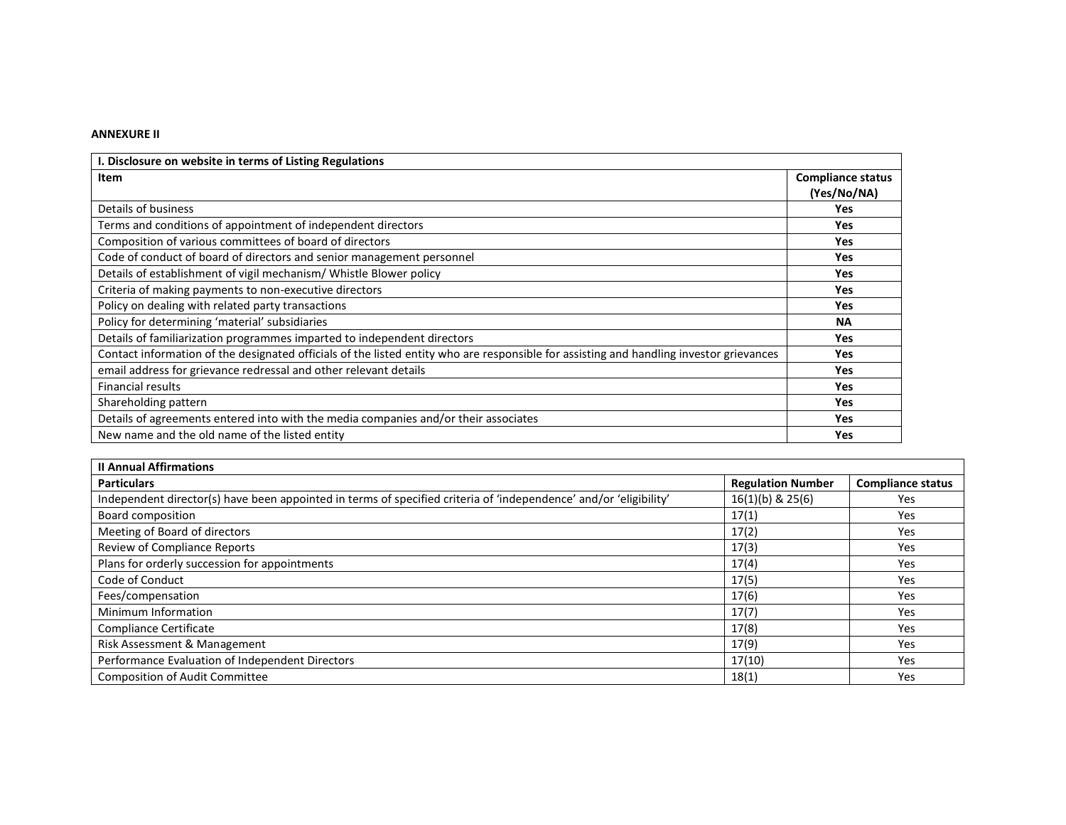**ANNEXURE II**

| I. Disclosure on website in terms of Listing Regulations | |
|---|---|
| **Item** | **Compliance status (Yes/No/NA)** |
| Details of business | **Yes** |
| Terms and conditions of appointment of independent directors | **Yes** |
| Composition of various committees of board of directors | **Yes** |
| Code of conduct of board of directors and senior management personnel | **Yes** |
| Details of establishment of vigil mechanism/ Whistle Blower policy | **Yes** |
| Criteria of making payments to non-executive directors | **Yes** |
| Policy on dealing with related party transactions | **Yes** |
| Policy for determining 'material' subsidiaries | **NA** |
| Details of familiarization programmes imparted to independent directors | **Yes** |
| Contact information of the designated officials of the listed entity who are responsible for assisting and handling investor grievances | **Yes** |
| email address for grievance redressal and other relevant details | **Yes** |
| Financial results | **Yes** |
| Shareholding pattern | **Yes** |
| Details of agreements entered into with the media companies and/or their associates | **Yes** |
| New name and the old name of the listed entity | **Yes** |

| II Annual Affirmations | | |
|---|---|---|
| **Particulars** | **Regulation Number** | **Compliance status** |
| Independent director(s) have been appointed in terms of specified criteria of 'independence' and/or 'eligibility' | 16(1)(b) & 25(6) | Yes |
| Board composition | 17(1) | Yes |
| Meeting of Board of directors | 17(2) | Yes |
| Review of Compliance Reports | 17(3) | Yes |
| Plans for orderly succession for appointments | 17(4) | Yes |
| Code of Conduct | 17(5) | Yes |
| Fees/compensation | 17(6) | Yes |
| Minimum Information | 17(7) | Yes |
| Compliance Certificate | 17(8) | Yes |
| Risk Assessment & Management | 17(9) | Yes |
| Performance Evaluation of Independent Directors | 17(10) | Yes |
| Composition of Audit Committee | 18(1) | Yes |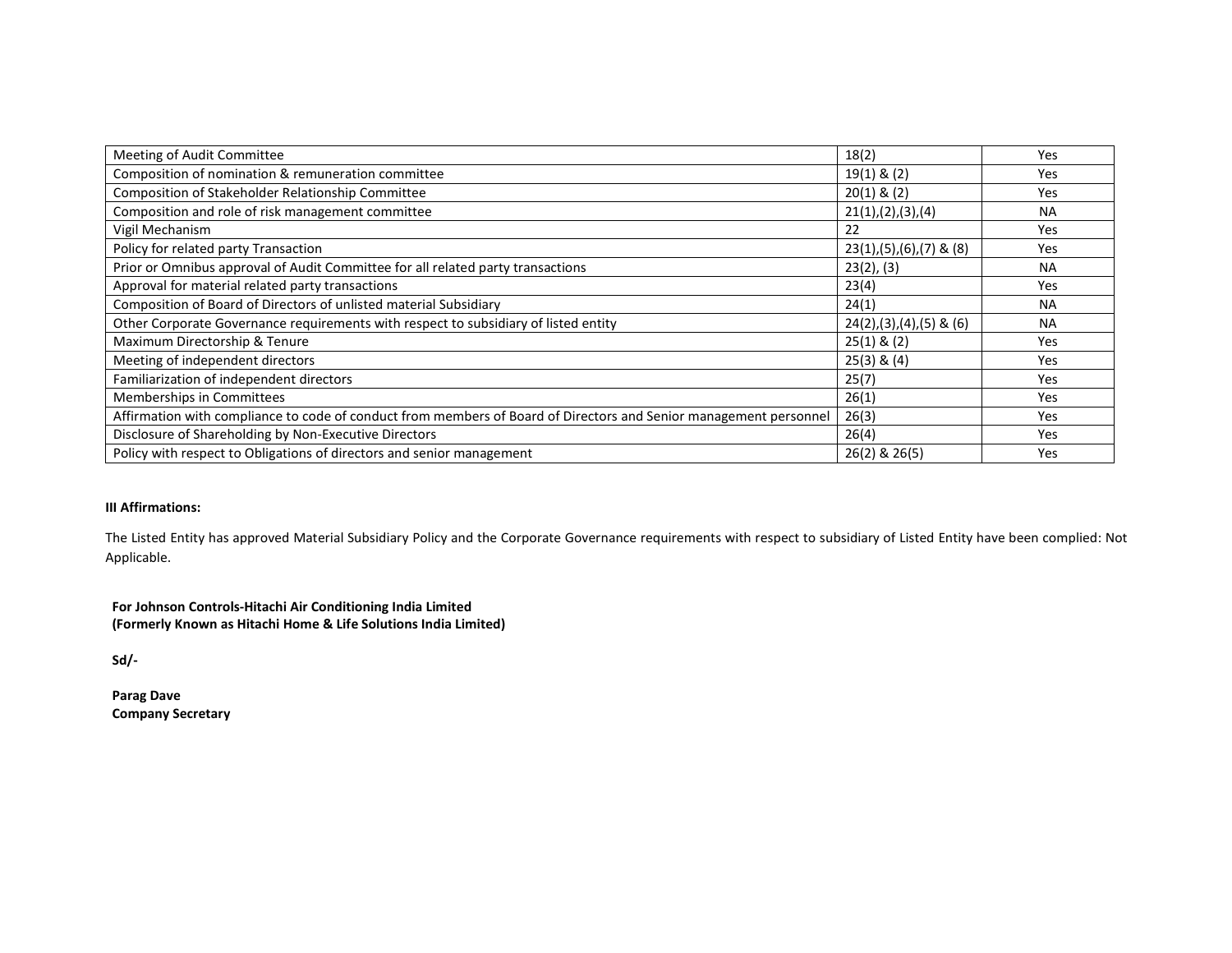| | | |
|---|---|---|
| Meeting of Audit Committee | 18(2) | Yes |
| Composition of nomination & remuneration committee | 19(1) & (2) | Yes |
| Composition of Stakeholder Relationship Committee | 20(1) & (2) | Yes |
| Composition and role of risk management committee | 21(1),(2),(3),(4) | NA |
| Vigil Mechanism | 22 | Yes |
| Policy for related party Transaction | 23(1),(5),(6),(7) & (8) | Yes |
| Prior or Omnibus approval of Audit Committee for all related party transactions | 23(2), (3) | NA |
| Approval for material related party transactions | 23(4) | Yes |
| Composition of Board of Directors of unlisted material Subsidiary | 24(1) | NA |
| Other Corporate Governance requirements with respect to subsidiary of listed entity | 24(2),(3),(4),(5) & (6) | NA |
| Maximum Directorship & Tenure | 25(1) & (2) | Yes |
| Meeting of independent directors | 25(3) & (4) | Yes |
| Familiarization of independent directors | 25(7) | Yes |
| Memberships in Committees | 26(1) | Yes |
| Affirmation with compliance to code of conduct from members of Board of Directors and Senior management personnel | 26(3) | Yes |
| Disclosure of Shareholding by Non-Executive Directors | 26(4) | Yes |
| Policy with respect to Obligations of directors and senior management | 26(2) & 26(5) | Yes |

**III Affirmations:**

The Listed Entity has approved Material Subsidiary Policy and the Corporate Governance requirements with respect to subsidiary of Listed Entity have been complied: Not Applicable.

**For Johnson Controls-Hitachi Air Conditioning India Limited**
**(Formerly Known as Hitachi Home & Life Solutions India Limited)**

**Sd/-**

**Parag Dave**
**Company Secretary**